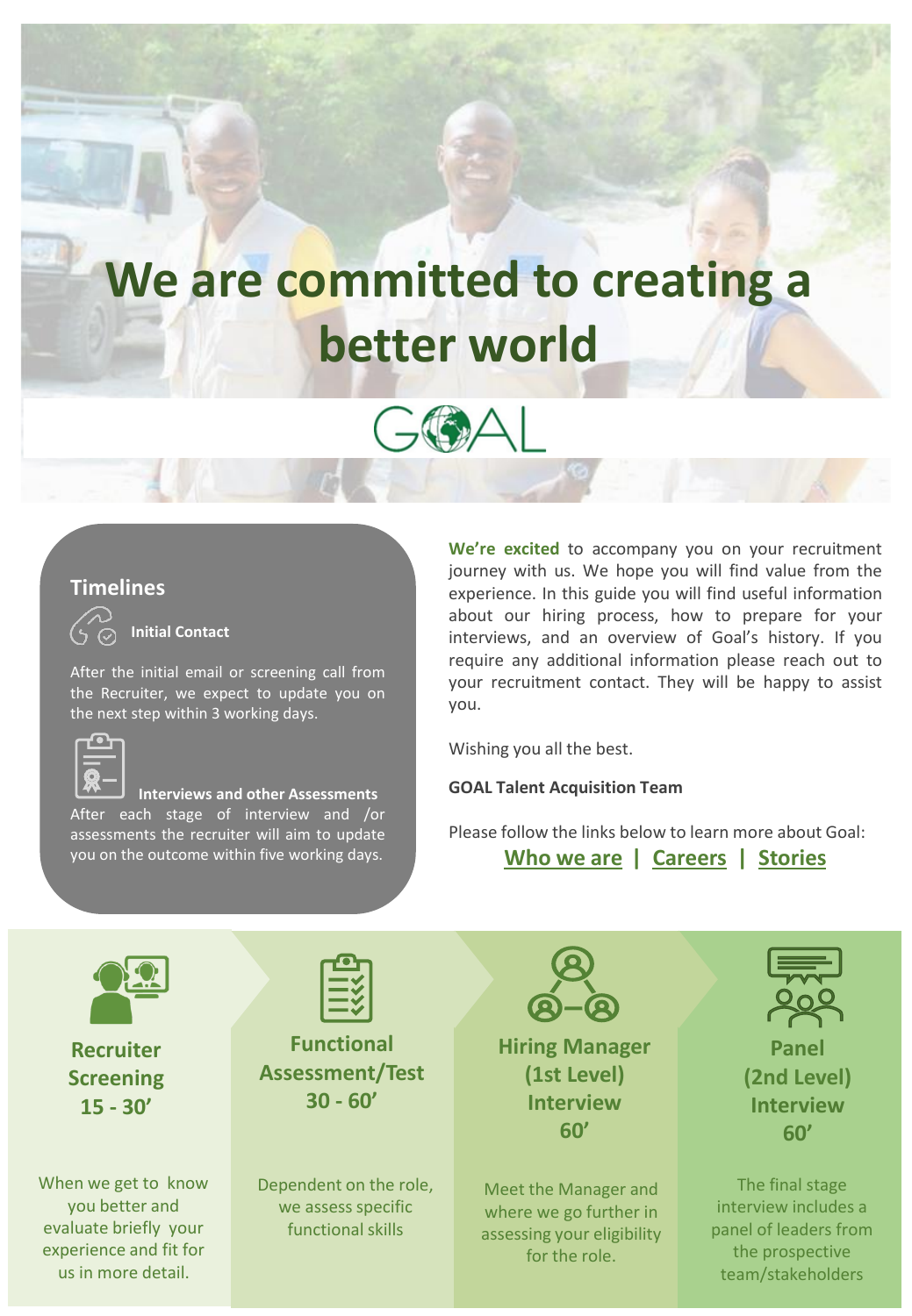# We are committed to creating a better world

GOAL

## Timelines

**Initial Contact**

After the initial email or screening call from the Recruiter, we expect to update you on the next step within 3 working days.

**Interviews and other Assessments**

After each stage of interview and /or assessments the recruiter will aim to update you on the outcome within five working days.

**We're excited** to accompany you on your recruitment journey with us. We hope you will find value from the experience. In this guide you will find useful information about our hiring process, how to prepare for your interviews, and an overview of Goal's history. If you require any additional information please reach out to your recruitment contact. They will be happy to assist you.

Wishing you all the best.

**GOAL Talent Acquisition Team**

Please follow the links below to learn more about Goal:

**Who we are | Careers | Stories**

### Recruiter Screening 15 - 30'

When we get to know you better and evaluate briefly your experience and fit for us in more detail.

### Functional Assessment/Test 30 - 60'

Dependent on the role, we assess specific functional skills

### Hiring Manager (1st Level) Interview 60'

Meet the Manager and where we go further in assessing your eligibility for the role.

### Panel (2nd Level) Interview 60'

The final stage interview includes a panel of leaders from the prospective team/stakeholders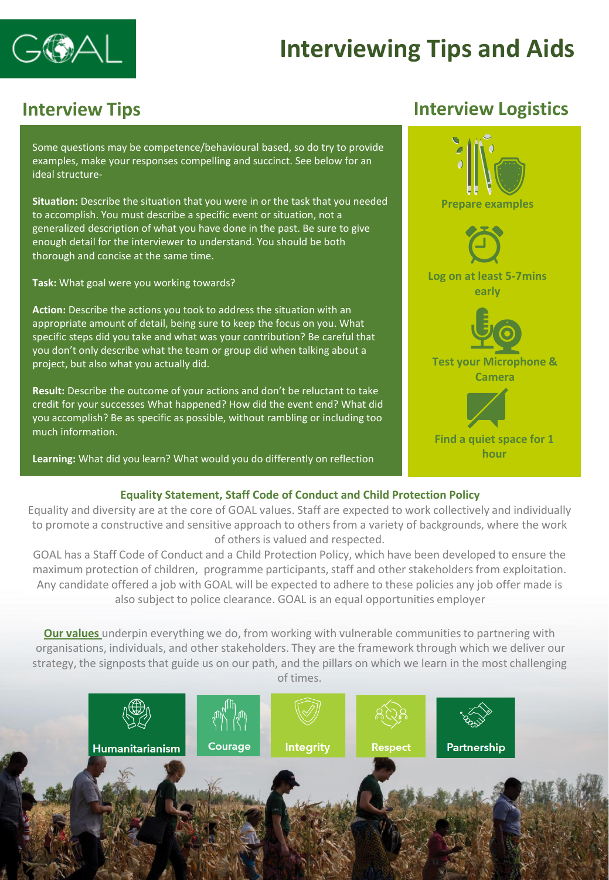GOAL

# Interviewing Tips and Aids

## Interview Tips

Some questions may be competence/behavioural based, so do try to provide examples, make your responses compelling and succinct. See below for an ideal structure-

**Situation:** Describe the situation that you were in or the task that you needed to accomplish. You must describe a specific event or situation, not a generalized description of what you have done in the past. Be sure to give enough detail for the interviewer to understand. You should be both thorough and concise at the same time.

**Task:** What goal were you working towards?

**Action:** Describe the actions you took to address the situation with an appropriate amount of detail, being sure to keep the focus on you. What specific steps did you take and what was your contribution? Be careful that you don't only describe what the team or group did when talking about a project, but also what you actually did.

**Result:** Describe the outcome of your actions and don't be reluctant to take credit for your successes What happened? How did the event end? What did you accomplish? Be as specific as possible, without rambling or including too much information.

**Learning:** What did you learn? What would you do differently on reflection

## Interview Logistics

- **Prepare examples**
- **Log on at least 5-7mins early**
- **Test your Microphone & Camera**
- **Find a quiet space for 1 hour**

### Equality Statement, Staff Code of Conduct and Child Protection Policy

Equality and diversity are at the core of GOAL values. Staff are expected to work collectively and individually to promote a constructive and sensitive approach to others from a variety of backgrounds, where the work of others is valued and respected.

GOAL has a Staff Code of Conduct and a Child Protection Policy, which have been developed to ensure the maximum protection of children, programme participants, staff and other stakeholders from exploitation. Any candidate offered a job with GOAL will be expected to adhere to these policies any job offer made is also subject to police clearance. GOAL is an equal opportunities employer

**Our values** underpin everything we do, from working with vulnerable communities to partnering with organisations, individuals, and other stakeholders. They are the framework through which we deliver our strategy, the signposts that guide us on our path, and the pillars on which we learn in the most challenging of times.

Humanitarianism | Courage | Integrity | Respect | Partnership